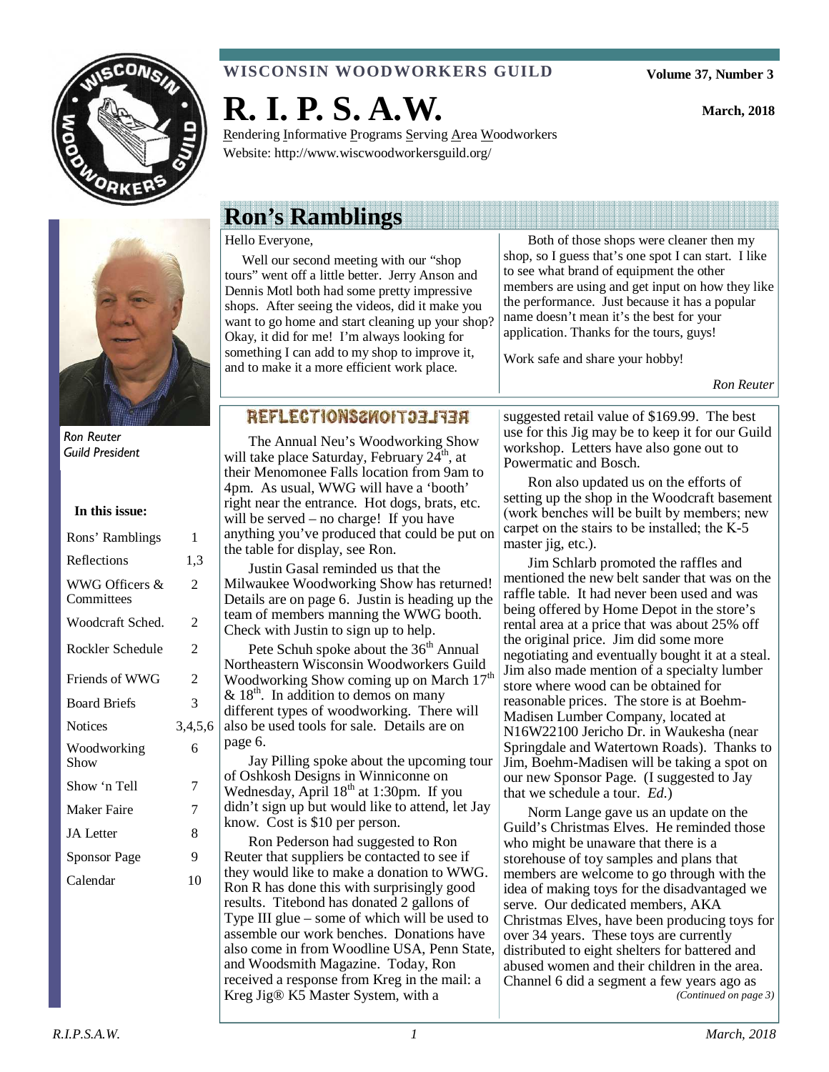WISCONSIN WOODWORKERS GUILD

Volume 37, Number 3

# R. I. P. S. A.W.

March, 2018

Rendering Informative Programs Serving Area Woodworkers
Website: http://www.wiscwoodworkersguild.org/

## Ron's Ramblings

Hello Everyone,

Well our second meeting with our "shop tours" went off a little better. Jerry Anson and Dennis Motl both had some pretty impressive shops. After seeing the videos, did it make you want to go home and start cleaning up your shop? Okay, it did for me! I'm always looking for something I can add to my shop to improve it, and to make it a more efficient work place.

Both of those shops were cleaner then my shop, so I guess that's one spot I can start. I like to see what brand of equipment the other members are using and get input on how they like the performance. Just because it has a popular name doesn't mean it's the best for your application. Thanks for the tours, guys!

Work safe and share your hobby!

*Ron Reuter*

*Ron Reuter*
*Guild President*

**In this issue:**

| | |
|---|---|
| Rons' Ramblings | 1 |
| Reflections | 1,3 |
| WWG Officers & Committees | 2 |
| Woodcraft Sched. | 2 |
| Rockler Schedule | 2 |
| Friends of WWG | 2 |
| Board Briefs | 3 |
| Notices | 3,4,5,6 |
| Woodworking Show | 6 |
| Show 'n Tell | 7 |
| Maker Faire | 7 |
| JA Letter | 8 |
| Sponsor Page | 9 |
| Calendar | 10 |

## REFLECTIONS

The Annual Neu's Woodworking Show will take place Saturday, February 24th, at their Menomonee Falls location from 9am to 4pm. As usual, WWG will have a 'booth' right near the entrance. Hot dogs, brats, etc. will be served – no charge! If you have anything you've produced that could be put on the table for display, see Ron.

Justin Gasal reminded us that the Milwaukee Woodworking Show has returned! Details are on page 6. Justin is heading up the team of members manning the WWG booth. Check with Justin to sign up to help.

Pete Schuh spoke about the 36th Annual Northeastern Wisconsin Woodworkers Guild Woodworking Show coming up on March 17th & 18th. In addition to demos on many different types of woodworking. There will also be used tools for sale. Details are on page 6.

Jay Pilling spoke about the upcoming tour of Oshkosh Designs in Winniconne on Wednesday, April 18th at 1:30pm. If you didn't sign up but would like to attend, let Jay know. Cost is $10 per person.

Ron Pederson had suggested to Ron Reuter that suppliers be contacted to see if they would like to make a donation to WWG. Ron R has done this with surprisingly good results. Titebond has donated 2 gallons of Type III glue – some of which will be used to assemble our work benches. Donations have also come in from Woodline USA, Penn State, and Woodsmith Magazine. Today, Ron received a response from Kreg in the mail: a Kreg Jig® K5 Master System, with a suggested retail value of $169.99. The best use for this Jig may be to keep it for our Guild workshop. Letters have also gone out to Powermatic and Bosch.

Ron also updated us on the efforts of setting up the shop in the Woodcraft basement (work benches will be built by members; new carpet on the stairs to be installed; the K-5 master jig, etc.).

Jim Schlarb promoted the raffles and mentioned the new belt sander that was on the raffle table. It had never been used and was being offered by Home Depot in the store's rental area at a price that was about 25% off the original price. Jim did some more negotiating and eventually bought it at a steal. Jim also made mention of a specialty lumber store where wood can be obtained for reasonable prices. The store is at Boehm-Madisen Lumber Company, located at N16W22100 Jericho Dr. in Waukesha (near Springdale and Watertown Roads). Thanks to Jim, Boehm-Madisen will be taking a spot on our new Sponsor Page. (I suggested to Jay that we schedule a tour. *Ed.*)

Norm Lange gave us an update on the Guild's Christmas Elves. He reminded those who might be unaware that there is a storehouse of toy samples and plans that members are welcome to go through with the idea of making toys for the disadvantaged we serve. Our dedicated members, AKA Christmas Elves, have been producing toys for over 34 years. These toys are currently distributed to eight shelters for battered and abused women and their children in the area. Channel 6 did a segment a few years ago as

*(Continued on page 3)*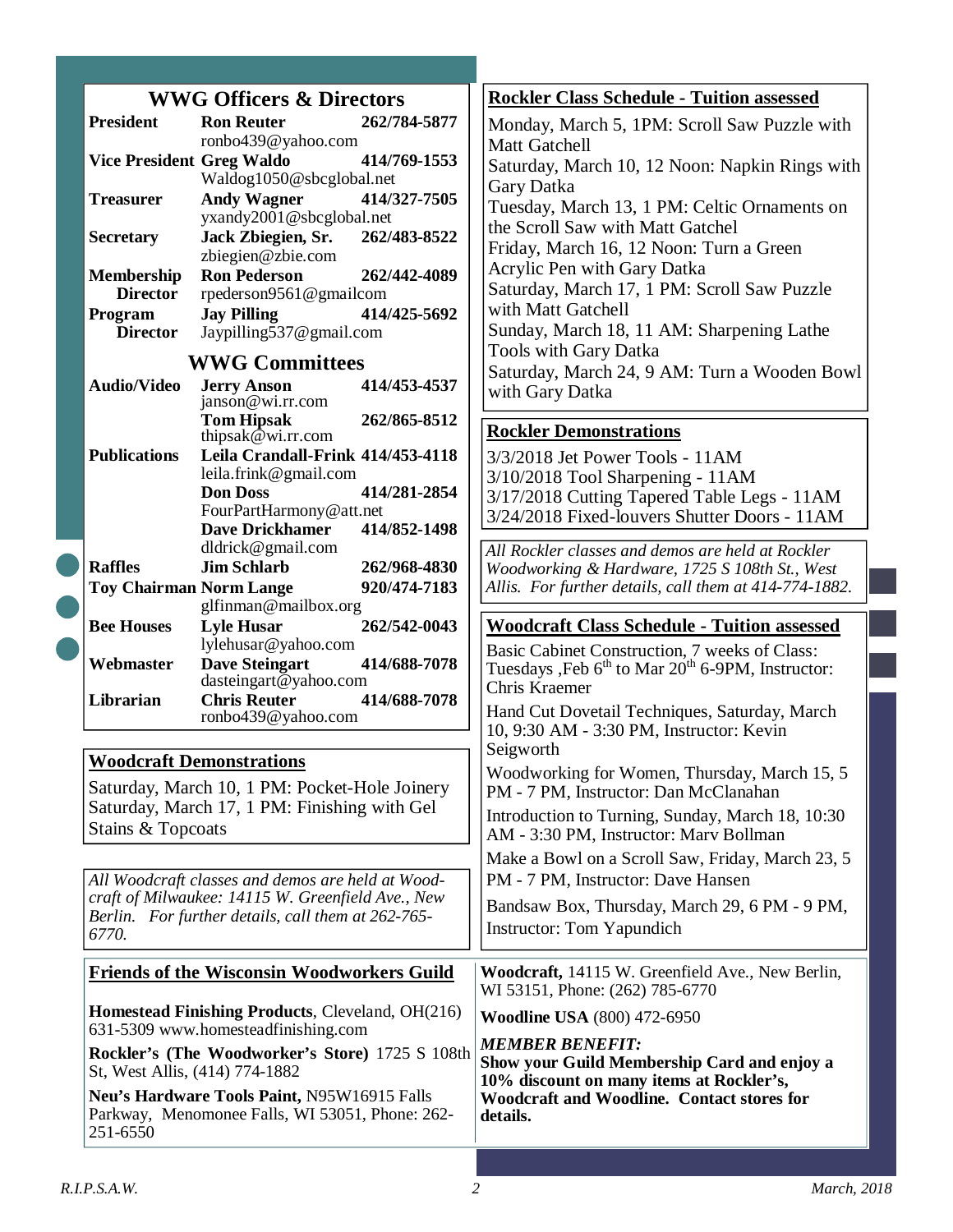## WWG Officers & Directors

| | | |
|---|---|---|
| **President** | **Ron Reuter** ronbo439@yahoo.com | **262/784-5877** |
| **Vice President** | **Greg Waldo** Waldog1050@sbcglobal.net | **414/769-1553** |
| **Treasurer** | **Andy Wagner** yxandy2001@sbcglobal.net | **414/327-7505** |
| **Secretary** | **Jack Zbiegien, Sr.** zbiegien@zbie.com | **262/483-8522** |
| **Membership Director** | **Ron Pederson** rpederson9561@gmailcom | **262/442-4089** |
| **Program Director** | **Jay Pilling** Jaypilling537@gmail.com | **414/425-5692** |

## WWG Committees

| | | |
|---|---|---|
| **Audio/Video** | **Jerry Anson** janson@wi.rr.com | **414/453-4537** |
| | **Tom Hipsak** thipsak@wi.rr.com | **262/865-8512** |
| **Publications** | **Leila Crandall-Frink** leila.frink@gmail.com | **414/453-4118** |
| | **Don Doss** FourPartHarmony@att.net | **414/281-2854** |
| | **Dave Drickhamer** dldrick@gmail.com | **414/852-1498** |
| **Raffles** | **Jim Schlarb** | **262/968-4830** |
| **Toy Chairman** | **Norm Lange** glfinman@mailbox.org | **920/474-7183** |
| **Bee Houses** | **Lyle Husar** lylehusar@yahoo.com | **262/542-0043** |
| **Webmaster** | **Dave Steingart** dasteingart@yahoo.com | **414/688-7078** |
| **Librarian** | **Chris Reuter** ronbo439@yahoo.com | **414/688-7078** |

## Woodcraft Demonstrations

Saturday, March 10, 1 PM: Pocket-Hole Joinery
Saturday, March 17, 1 PM: Finishing with Gel Stains & Topcoats

*All Woodcraft classes and demos are held at Woodcraft of Milwaukee: 14115 W. Greenfield Ave., New Berlin. For further details, call them at 262-765-6770.*

## Rockler Class Schedule - Tuition assessed

Monday, March 5, 1PM: Scroll Saw Puzzle with Matt Gatchell
Saturday, March 10, 12 Noon: Napkin Rings with Gary Datka
Tuesday, March 13, 1 PM: Celtic Ornaments on the Scroll Saw with Matt Gatchel
Friday, March 16, 12 Noon: Turn a Green Acrylic Pen with Gary Datka
Saturday, March 17, 1 PM: Scroll Saw Puzzle with Matt Gatchell
Sunday, March 18, 11 AM: Sharpening Lathe Tools with Gary Datka
Saturday, March 24, 9 AM: Turn a Wooden Bowl with Gary Datka

## Rockler Demonstrations

3/3/2018 Jet Power Tools - 11AM
3/10/2018 Tool Sharpening - 11AM
3/17/2018 Cutting Tapered Table Legs - 11AM
3/24/2018 Fixed-louvers Shutter Doors - 11AM

*All Rockler classes and demos are held at Rockler Woodworking & Hardware, 1725 S 108th St., West Allis. For further details, call them at 414-774-1882.*

## Woodcraft Class Schedule - Tuition assessed

Basic Cabinet Construction, 7 weeks of Class: Tuesdays ,Feb 6th to Mar 20th 6-9PM, Instructor: Chris Kraemer

Hand Cut Dovetail Techniques, Saturday, March 10, 9:30 AM - 3:30 PM, Instructor: Kevin Seigworth

Woodworking for Women, Thursday, March 15, 5 PM - 7 PM, Instructor: Dan McClanahan

Introduction to Turning, Sunday, March 18, 10:30 AM - 3:30 PM, Instructor: Marv Bollman

Make a Bowl on a Scroll Saw, Friday, March 23, 5 PM - 7 PM, Instructor: Dave Hansen

Bandsaw Box, Thursday, March 29, 6 PM - 9 PM, Instructor: Tom Yapundich

## Friends of the Wisconsin Woodworkers Guild

**Homestead Finishing Products**, Cleveland, OH(216) 631-5309 www.homesteadfinishing.com

**Rockler's (The Woodworker's Store)** 1725 S 108th St, West Allis, (414) 774-1882

**Neu's Hardware Tools Paint,** N95W16915 Falls Parkway, Menomonee Falls, WI 53051, Phone: 262-251-6550

**Woodcraft,** 14115 W. Greenfield Ave., New Berlin, WI 53151, Phone: (262) 785-6770

**Woodline USA** (800) 472-6950

***MEMBER BENEFIT:***
**Show your Guild Membership Card and enjoy a 10% discount on many items at Rockler's, Woodcraft and Woodline. Contact stores for details.**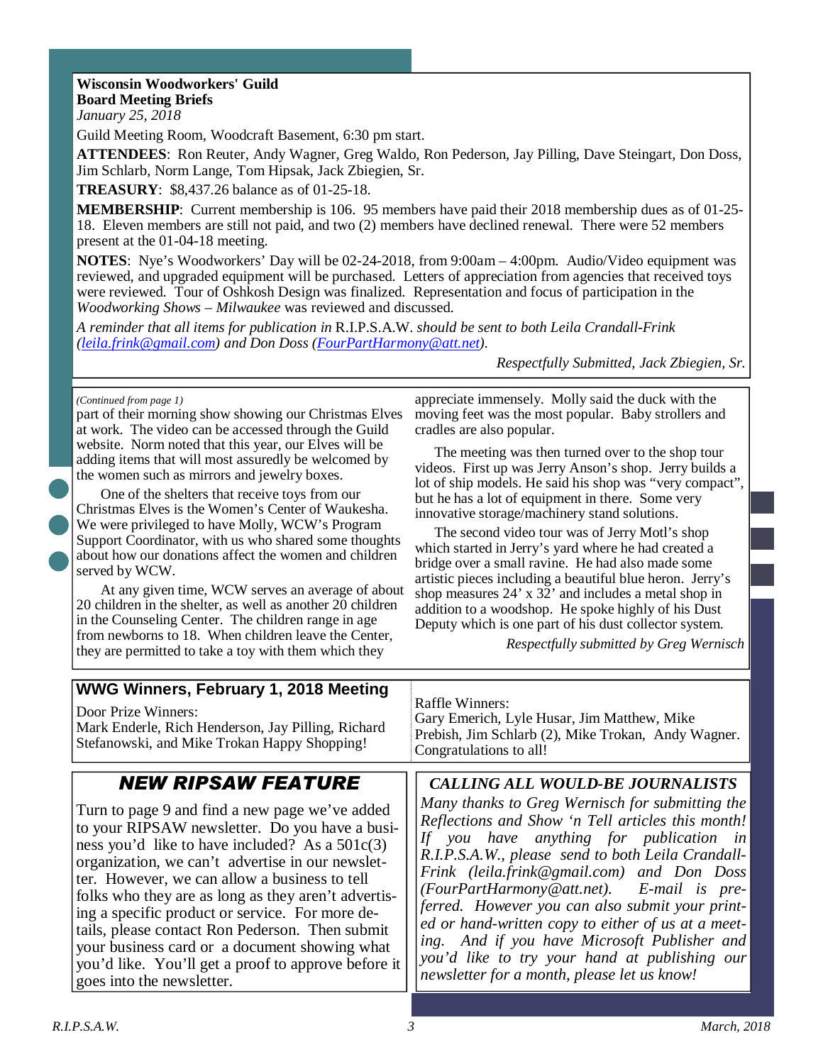**Wisconsin Woodworkers' Guild**
**Board Meeting Briefs**
*January 25, 2018*

Guild Meeting Room, Woodcraft Basement, 6:30 pm start.

**ATTENDEES**: Ron Reuter, Andy Wagner, Greg Waldo, Ron Pederson, Jay Pilling, Dave Steingart, Don Doss, Jim Schlarb, Norm Lange, Tom Hipsak, Jack Zbiegien, Sr.

**TREASURY**: $8,437.26 balance as of 01-25-18.

**MEMBERSHIP**: Current membership is 106. 95 members have paid their 2018 membership dues as of 01-25-18. Eleven members are still not paid, and two (2) members have declined renewal. There were 52 members present at the 01-04-18 meeting.

**NOTES**: Nye's Woodworkers' Day will be 02-24-2018, from 9:00am – 4:00pm. Audio/Video equipment was reviewed, and upgraded equipment will be purchased. Letters of appreciation from agencies that received toys were reviewed. Tour of Oshkosh Design was finalized. Representation and focus of participation in the *Woodworking Shows – Milwaukee* was reviewed and discussed.

*A reminder that all items for publication in* R.I.P.S.A.W. *should be sent to both Leila Crandall-Frink (leila.frink@gmail.com) and Don Doss (FourPartHarmony@att.net).*

*Respectfully Submitted, Jack Zbiegien, Sr.*

*(Continued from page 1)*

part of their morning show showing our Christmas Elves at work. The video can be accessed through the Guild website. Norm noted that this year, our Elves will be adding items that will most assuredly be welcomed by the women such as mirrors and jewelry boxes.

One of the shelters that receive toys from our Christmas Elves is the Women's Center of Waukesha. We were privileged to have Molly, WCW's Program Support Coordinator, with us who shared some thoughts about how our donations affect the women and children served by WCW.

At any given time, WCW serves an average of about 20 children in the shelter, as well as another 20 children in the Counseling Center. The children range in age from newborns to 18. When children leave the Center, they are permitted to take a toy with them which they appreciate immensely. Molly said the duck with the moving feet was the most popular. Baby strollers and cradles are also popular.

The meeting was then turned over to the shop tour videos. First up was Jerry Anson's shop. Jerry builds a lot of ship models. He said his shop was "very compact", but he has a lot of equipment in there. Some very innovative storage/machinery stand solutions.

The second video tour was of Jerry Motl's shop which started in Jerry's yard where he had created a bridge over a small ravine. He had also made some artistic pieces including a beautiful blue heron. Jerry's shop measures 24' x 32' and includes a metal shop in addition to a woodshop. He spoke highly of his Dust Deputy which is one part of his dust collector system.

*Respectfully submitted by Greg Wernisch*

## WWG Winners, February 1, 2018 Meeting

Door Prize Winners:
Mark Enderle, Rich Henderson, Jay Pilling, Richard Stefanowski, and Mike Trokan Happy Shopping!

Raffle Winners:
Gary Emerich, Lyle Husar, Jim Matthew, Mike Prebish, Jim Schlarb (2), Mike Trokan, Andy Wagner. Congratulations to all!

## *NEW RIPSAW FEATURE*

Turn to page 9 and find a new page we've added to your RIPSAW newsletter. Do you have a business you'd like to have included? As a 501c(3) organization, we can't advertise in our newsletter. However, we can allow a business to tell folks who they are as long as they aren't advertising a specific product or service. For more details, please contact Ron Pederson. Then submit your business card or a document showing what you'd like. You'll get a proof to approve before it goes into the newsletter.

## *CALLING ALL WOULD-BE JOURNALISTS*

*Many thanks to Greg Wernisch for submitting the Reflections and Show 'n Tell articles this month! If you have anything for publication in R.I.P.S.A.W., please send to both Leila Crandall-Frink (leila.frink@gmail.com) and Don Doss (FourPartHarmony@att.net). E-mail is preferred. However you can also submit your printed or hand-written copy to either of us at a meeting. And if you have Microsoft Publisher and you'd like to try your hand at publishing our newsletter for a month, please let us know!*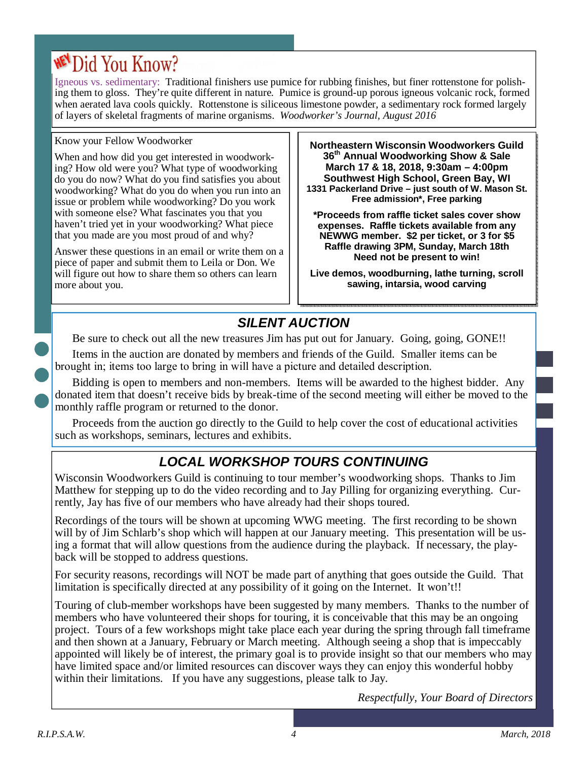## HEY Did You Know?

Igneous vs. sedimentary: Traditional finishers use pumice for rubbing finishes, but finer rottenstone for polishing them to gloss. They're quite different in nature. Pumice is ground-up porous igneous volcanic rock, formed when aerated lava cools quickly. Rottenstone is siliceous limestone powder, a sedimentary rock formed largely of layers of skeletal fragments of marine organisms. *Woodworker's Journal, August 2016*

Know your Fellow Woodworker

When and how did you get interested in woodworking? How old were you? What type of woodworking do you do now? What do you find satisfies you about woodworking? What do you do when you run into an issue or problem while woodworking? Do you work with someone else? What fascinates you that you haven't tried yet in your woodworking? What piece that you made are you most proud of and why?

Answer these questions in an email or write them on a piece of paper and submit them to Leila or Don. We will figure out how to share them so others can learn more about you.

**Northeastern Wisconsin Woodworkers Guild**
**36th Annual Woodworking Show & Sale**
**March 17 & 18, 2018, 9:30am – 4:00pm**
**Southwest High School, Green Bay, WI**
**1331 Packerland Drive – just south of W. Mason St.**
**Free admission\*, Free parking**

**\*Proceeds from raffle ticket sales cover show expenses. Raffle tickets available from any NEWWG member. $2 per ticket, or 3 for $5 Raffle drawing 3PM, Sunday, March 18th Need not be present to win!**

**Live demos, woodburning, lathe turning, scroll sawing, intarsia, wood carving**

## *SILENT AUCTION*

Be sure to check out all the new treasures Jim has put out for January. Going, going, GONE!!

Items in the auction are donated by members and friends of the Guild. Smaller items can be brought in; items too large to bring in will have a picture and detailed description.

Bidding is open to members and non-members. Items will be awarded to the highest bidder. Any donated item that doesn't receive bids by break-time of the second meeting will either be moved to the monthly raffle program or returned to the donor.

Proceeds from the auction go directly to the Guild to help cover the cost of educational activities such as workshops, seminars, lectures and exhibits.

## *LOCAL WORKSHOP TOURS CONTINUING*

Wisconsin Woodworkers Guild is continuing to tour member's woodworking shops. Thanks to Jim Matthew for stepping up to do the video recording and to Jay Pilling for organizing everything. Currently, Jay has five of our members who have already had their shops toured.

Recordings of the tours will be shown at upcoming WWG meeting. The first recording to be shown will by of Jim Schlarb's shop which will happen at our January meeting. This presentation will be using a format that will allow questions from the audience during the playback. If necessary, the playback will be stopped to address questions.

For security reasons, recordings will NOT be made part of anything that goes outside the Guild. That limitation is specifically directed at any possibility of it going on the Internet. It won't!!

Touring of club-member workshops have been suggested by many members. Thanks to the number of members who have volunteered their shops for touring, it is conceivable that this may be an ongoing project. Tours of a few workshops might take place each year during the spring through fall timeframe and then shown at a January, February or March meeting. Although seeing a shop that is impeccably appointed will likely be of interest, the primary goal is to provide insight so that our members who may have limited space and/or limited resources can discover ways they can enjoy this wonderful hobby within their limitations. If you have any suggestions, please talk to Jay.

*Respectfully, Your Board of Directors*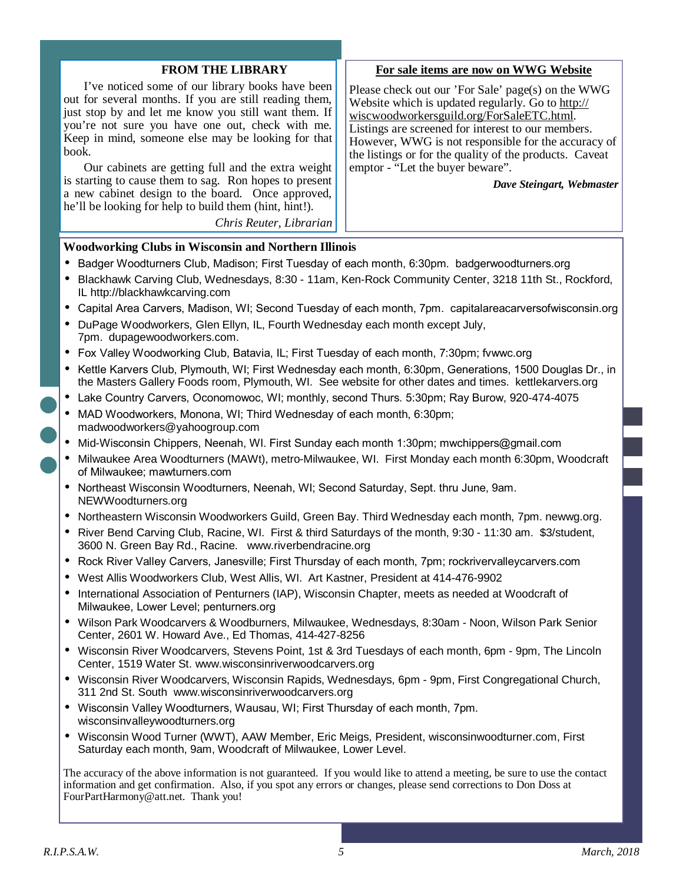## FROM THE LIBRARY

I've noticed some of our library books have been out for several months. If you are still reading them, just stop by and let me know you still want them. If you're not sure you have one out, check with me. Keep in mind, someone else may be looking for that book.

Our cabinets are getting full and the extra weight is starting to cause them to sag. Ron hopes to present a new cabinet design to the board. Once approved, he'll be looking for help to build them (hint, hint!).

*Chris Reuter, Librarian*

## For sale items are now on WWG Website

Please check out our 'For Sale' page(s) on the WWG Website which is updated regularly. Go to http://wiscwoodworkersguild.org/ForSaleETC.html. Listings are screened for interest to our members. However, WWG is not responsible for the accuracy of the listings or for the quality of the products. Caveat emptor - "Let the buyer beware".

***Dave Steingart, Webmaster***

## Woodworking Clubs in Wisconsin and Northern Illinois

- Badger Woodturners Club, Madison; First Tuesday of each month, 6:30pm. badgerwoodturners.org
- Blackhawk Carving Club, Wednesdays, 8:30 - 11am, Ken-Rock Community Center, 3218 11th St., Rockford, IL http://blackhawkcarving.com
- Capital Area Carvers, Madison, WI; Second Tuesday of each month, 7pm. capitalareacarversofwisconsin.org
- DuPage Woodworkers, Glen Ellyn, IL, Fourth Wednesday each month except July, 7pm. dupagewoodworkers.com.
- Fox Valley Woodworking Club, Batavia, IL; First Tuesday of each month, 7:30pm; fvwwc.org
- Kettle Karvers Club, Plymouth, WI; First Wednesday each month, 6:30pm, Generations, 1500 Douglas Dr., in the Masters Gallery Foods room, Plymouth, WI. See website for other dates and times. kettlekarvers.org
- Lake Country Carvers, Oconomowoc, WI; monthly, second Thurs. 5:30pm; Ray Burow, 920-474-4075
- MAD Woodworkers, Monona, WI; Third Wednesday of each month, 6:30pm; madwoodworkers@yahoogroup.com
- Mid-Wisconsin Chippers, Neenah, WI. First Sunday each month 1:30pm; mwchippers@gmail.com
- Milwaukee Area Woodturners (MAWt), metro-Milwaukee, WI. First Monday each month 6:30pm, Woodcraft of Milwaukee; mawturners.com
- Northeast Wisconsin Woodturners, Neenah, WI; Second Saturday, Sept. thru June, 9am. NEWWoodturners.org
- Northeastern Wisconsin Woodworkers Guild, Green Bay. Third Wednesday each month, 7pm. newwg.org.
- River Bend Carving Club, Racine, WI. First & third Saturdays of the month, 9:30 - 11:30 am. $3/student, 3600 N. Green Bay Rd., Racine. www.riverbendracine.org
- Rock River Valley Carvers, Janesville; First Thursday of each month, 7pm; rockrivervalleycarvers.com
- West Allis Woodworkers Club, West Allis, WI. Art Kastner, President at 414-476-9902
- International Association of Penturners (IAP), Wisconsin Chapter, meets as needed at Woodcraft of Milwaukee, Lower Level; penturners.org
- Wilson Park Woodcarvers & Woodburners, Milwaukee, Wednesdays, 8:30am - Noon, Wilson Park Senior Center, 2601 W. Howard Ave., Ed Thomas, 414-427-8256
- Wisconsin River Woodcarvers, Stevens Point, 1st & 3rd Tuesdays of each month, 6pm - 9pm, The Lincoln Center, 1519 Water St. www.wisconsinriverwoodcarvers.org
- Wisconsin River Woodcarvers, Wisconsin Rapids, Wednesdays, 6pm - 9pm, First Congregational Church, 311 2nd St. South www.wisconsinriverwoodcarvers.org
- Wisconsin Valley Woodturners, Wausau, WI; First Thursday of each month, 7pm. wisconsinvalleywoodturners.org
- Wisconsin Wood Turner (WWT), AAW Member, Eric Meigs, President, wisconsinwoodturner.com, First Saturday each month, 9am, Woodcraft of Milwaukee, Lower Level.

The accuracy of the above information is not guaranteed. If you would like to attend a meeting, be sure to use the contact information and get confirmation. Also, if you spot any errors or changes, please send corrections to Don Doss at FourPartHarmony@att.net. Thank you!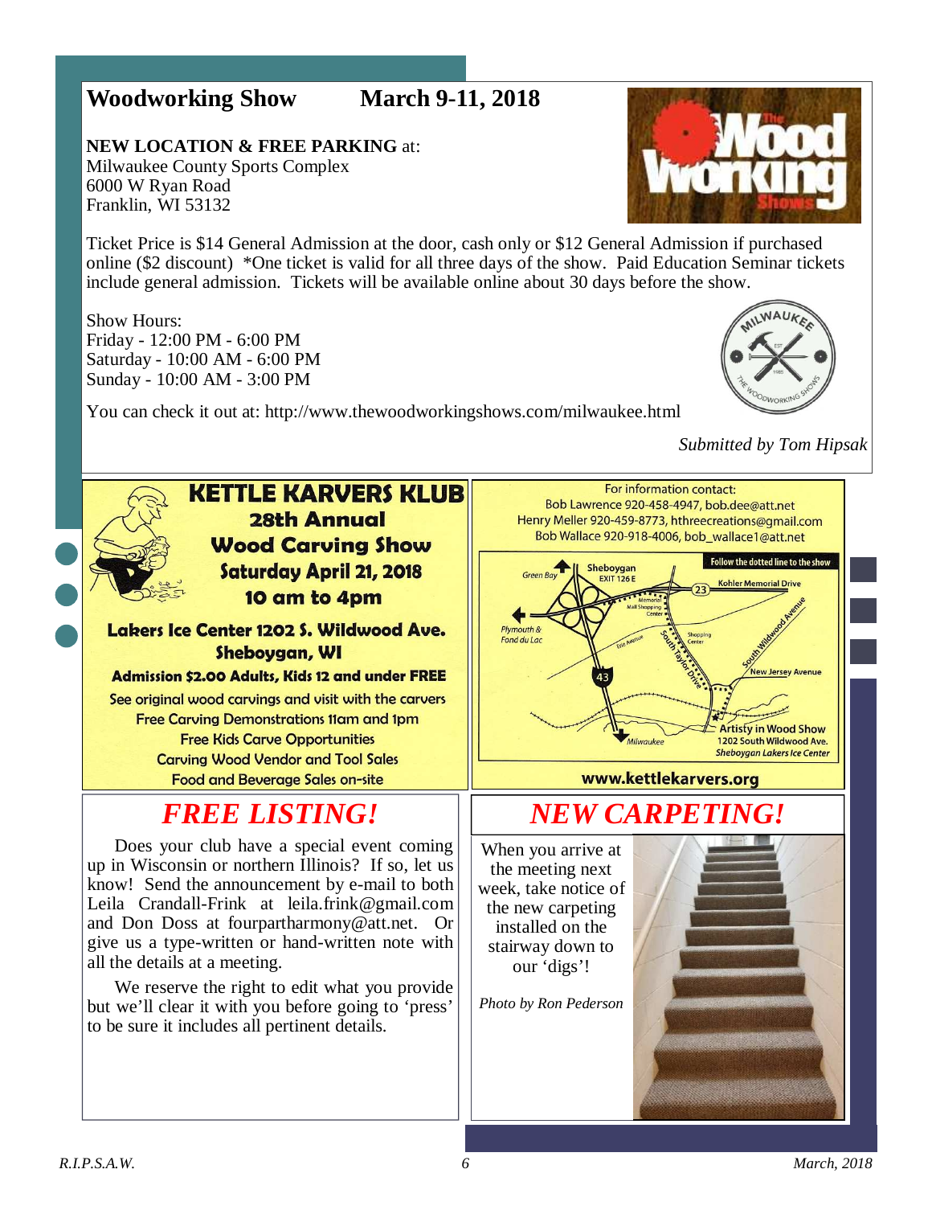## Woodworking Show — March 9-11, 2018

**NEW LOCATION & FREE PARKING** at:
Milwaukee County Sports Complex
6000 W Ryan Road
Franklin, WI 53132

Ticket Price is $14 General Admission at the door, cash only or $12 General Admission if purchased online ($2 discount) *One ticket is valid for all three days of the show. Paid Education Seminar tickets include general admission. Tickets will be available online about 30 days before the show.

Show Hours:
Friday - 12:00 PM - 6:00 PM
Saturday - 10:00 AM - 6:00 PM
Sunday - 10:00 AM - 3:00 PM

You can check it out at: http://www.thewoodworkingshows.com/milwaukee.html

*Submitted by Tom Hipsak*

## KETTLE KARVERS KLUB

**28th Annual Wood Carving Show**
**Saturday April 21, 2018**
**10 am to 4pm**

**Lakers Ice Center 1202 S. Wildwood Ave. Sheboygan, WI**

**Admission $2.00 Adults, Kids 12 and under FREE**

See original wood carvings and visit with the carvers
Free Carving Demonstrations 11am and 1pm
Free Kids Carve Opportunities
Carving Wood Vendor and Tool Sales
Food and Beverage Sales on-site

For information contact:
Bob Lawrence 920-458-4947, bob.dee@att.net
Henry Meller 920-459-8773, hthreecreations@gmail.com
Bob Wallace 920-918-4006, bob_wallace1@att.net

Follow the dotted line to the show

Artistry in Wood Show
1202 South Wildwood Ave.
Sheboygan Lakers Ice Center

www.kettlekarvers.org

## *FREE LISTING!*

Does your club have a special event coming up in Wisconsin or northern Illinois? If so, let us know! Send the announcement by e-mail to both Leila Crandall-Frink at leila.frink@gmail.com and Don Doss at fourpartharmony@att.net. Or give us a type-written or hand-written note with all the details at a meeting.

We reserve the right to edit what you provide but we'll clear it with you before going to 'press' to be sure it includes all pertinent details.

## *NEW CARPETING!*

When you arrive at the meeting next week, take notice of the new carpeting installed on the stairway down to our 'digs'!

*Photo by Ron Pederson*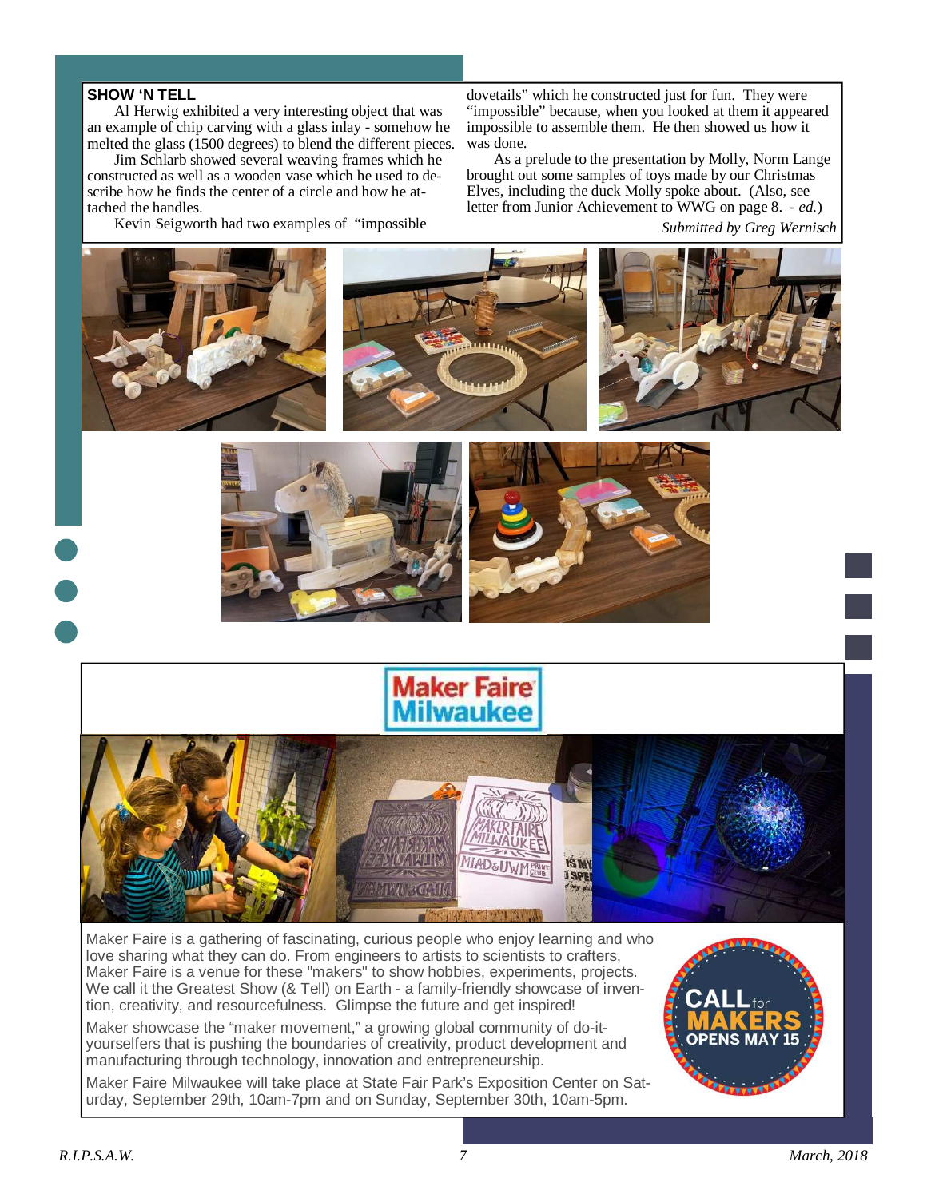## SHOW 'N TELL

Al Herwig exhibited a very interesting object that was an example of chip carving with a glass inlay - somehow he melted the glass (1500 degrees) to blend the different pieces.

Jim Schlarb showed several weaving frames which he constructed as well as a wooden vase which he used to describe how he finds the center of a circle and how he attached the handles.

Kevin Seigworth had two examples of "impossible dovetails" which he constructed just for fun. They were "impossible" because, when you looked at them it appeared impossible to assemble them. He then showed us how it was done.

As a prelude to the presentation by Molly, Norm Lange brought out some samples of toys made by our Christmas Elves, including the duck Molly spoke about. (Also, see letter from Junior Achievement to WWG on page 8. - *ed.*)

*Submitted by Greg Wernisch*

## Maker Faire Milwaukee

Maker Faire is a gathering of fascinating, curious people who enjoy learning and who love sharing what they can do. From engineers to artists to scientists to crafters, Maker Faire is a venue for these "makers" to show hobbies, experiments, projects. We call it the Greatest Show (& Tell) on Earth - a family-friendly showcase of invention, creativity, and resourcefulness. Glimpse the future and get inspired!

Maker showcase the "maker movement," a growing global community of do-it-yourselfers that is pushing the boundaries of creativity, product development and manufacturing through technology, innovation and entrepreneurship.

Maker Faire Milwaukee will take place at State Fair Park's Exposition Center on Saturday, September 29th, 10am-7pm and on Sunday, September 30th, 10am-5pm.

**CALL for MAKERS OPENS MAY 15**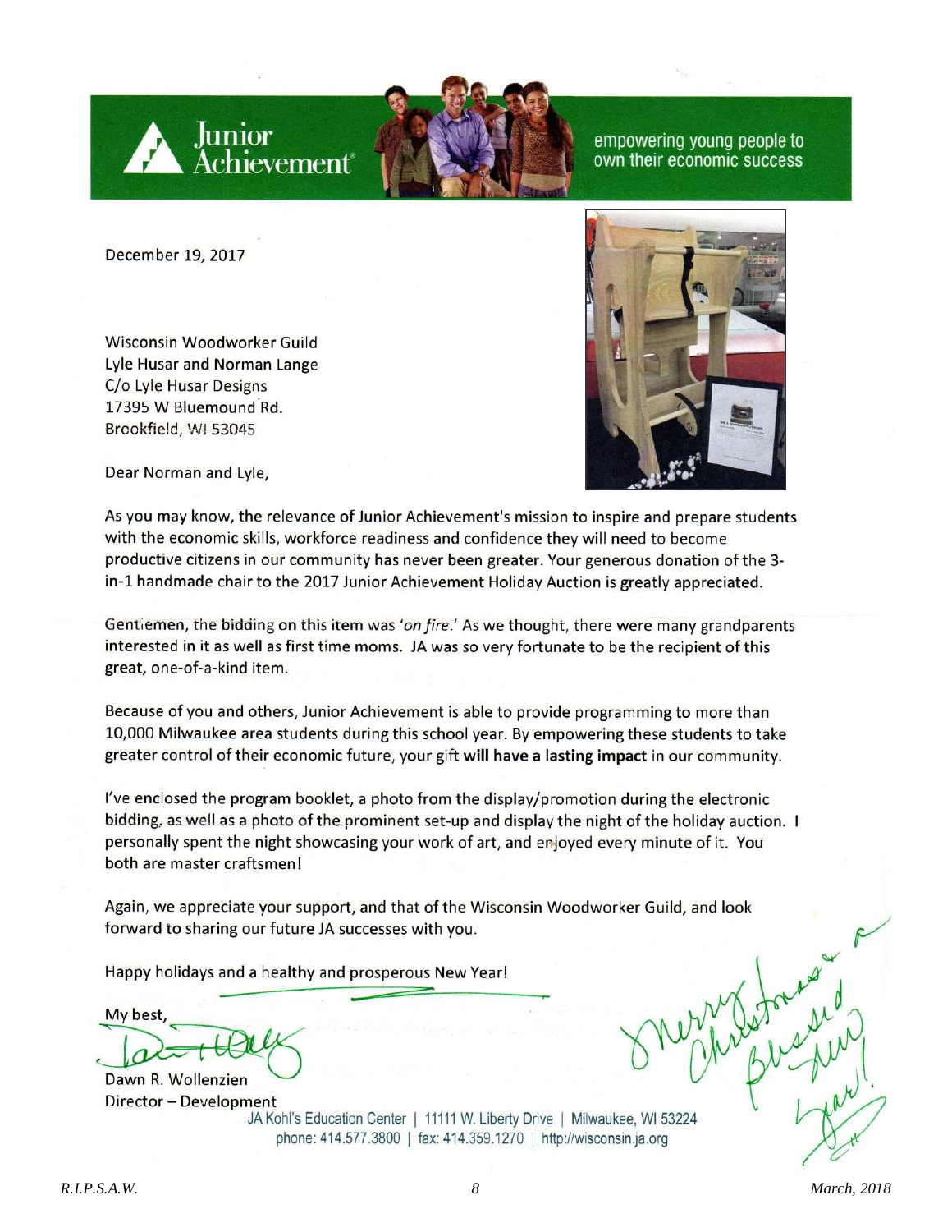Junior Achievement

empowering young people to own their economic success

December 19, 2017

Wisconsin Woodworker Guild
Lyle Husar and Norman Lange
C/o Lyle Husar Designs
17395 W Bluemound Rd.
Brookfield, WI 53045

Dear Norman and Lyle,

As you may know, the relevance of Junior Achievement's mission to inspire and prepare students with the economic skills, workforce readiness and confidence they will need to become productive citizens in our community has never been greater. Your generous donation of the 3-in-1 handmade chair to the 2017 Junior Achievement Holiday Auction is greatly appreciated.

Gentlemen, the bidding on this item was '*on fire*.' As we thought, there were many grandparents interested in it as well as first time moms. JA was so very fortunate to be the recipient of this great, one-of-a-kind item.

Because of you and others, Junior Achievement is able to provide programming to more than 10,000 Milwaukee area students during this school year. By empowering these students to take greater control of their economic future, your gift **will have a lasting impact** in our community.

I've enclosed the program booklet, a photo from the display/promotion during the electronic bidding, as well as a photo of the prominent set-up and display the night of the holiday auction. I personally spent the night showcasing your work of art, and enjoyed every minute of it. You both are master craftsmen!

Again, we appreciate your support, and that of the Wisconsin Woodworker Guild, and look forward to sharing our future JA successes with you.

Happy holidays and a healthy and prosperous New Year!

My best,

Dawn

Dawn R. Wollenzien
Director – Development

Merry Christmas & a Blessed New Year!

JA Kohl's Education Center | 11111 W. Liberty Drive | Milwaukee, WI 53224
phone: 414.577.3800 | fax: 414.359.1270 | http://wisconsin.ja.org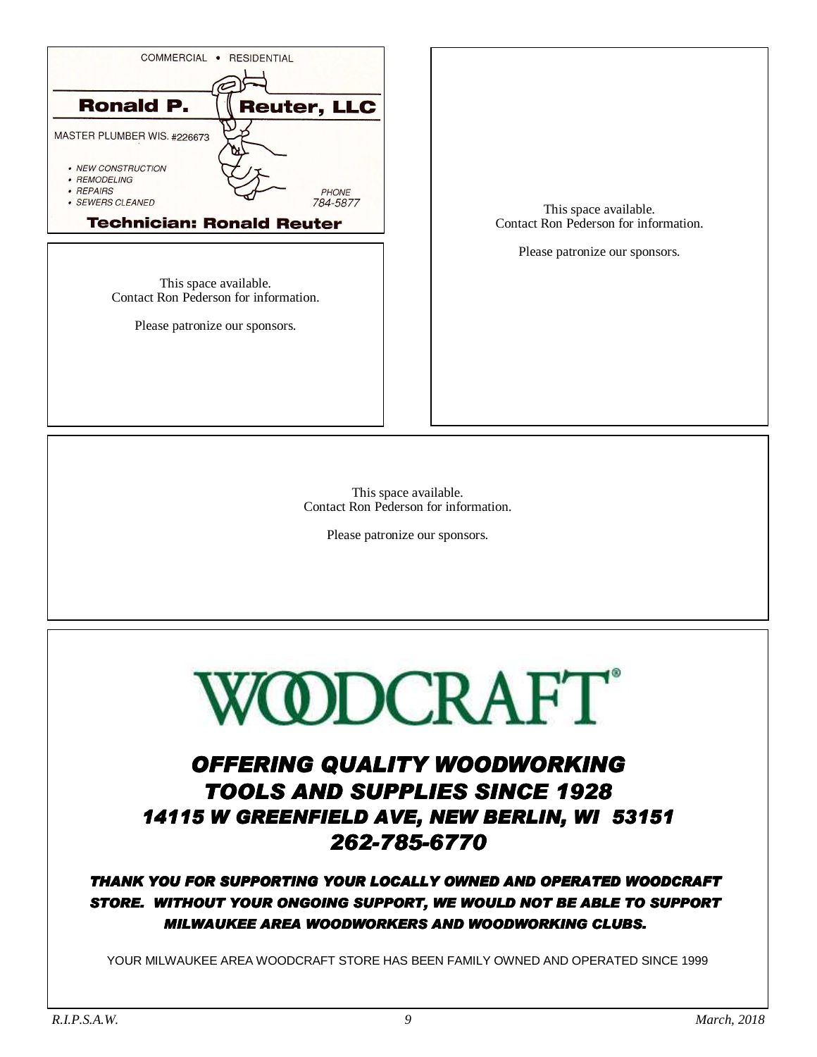COMMERCIAL • RESIDENTIAL

**Ronald P. Reuter, LLC**

MASTER PLUMBER WIS. #226673

- *NEW CONSTRUCTION*
- *REMODELING*
- *REPAIRS*
- *SEWERS CLEANED*

*PHONE*
*784-5877*

**Technician: Ronald Reuter**

This space available.
Contact Ron Pederson for information.

Please patronize our sponsors.

This space available.
Contact Ron Pederson for information.

Please patronize our sponsors.

This space available.
Contact Ron Pederson for information.

Please patronize our sponsors.

# WOODCRAFT®

## *OFFERING QUALITY WOODWORKING TOOLS AND SUPPLIES SINCE 1928*
## *14115 W GREENFIELD AVE, NEW BERLIN, WI 53151*
## *262-785-6770*

***THANK YOU FOR SUPPORTING YOUR LOCALLY OWNED AND OPERATED WOODCRAFT STORE. WITHOUT YOUR ONGOING SUPPORT, WE WOULD NOT BE ABLE TO SUPPORT MILWAUKEE AREA WOODWORKERS AND WOODWORKING CLUBS.***

YOUR MILWAUKEE AREA WOODCRAFT STORE HAS BEEN FAMILY OWNED AND OPERATED SINCE 1999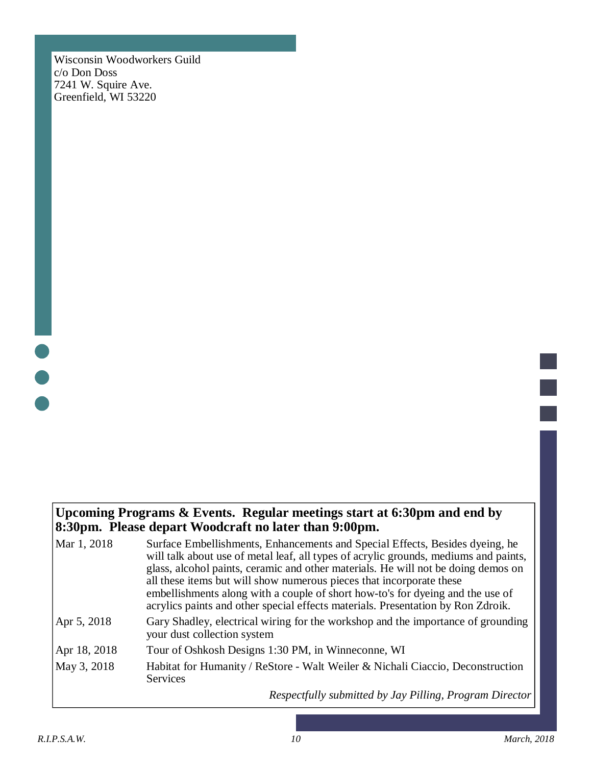Wisconsin Woodworkers Guild
c/o Don Doss
7241 W. Squire Ave.
Greenfield, WI 53220

**Upcoming Programs & Events. Regular meetings start at 6:30pm and end by 8:30pm. Please depart Woodcraft no later than 9:00pm.**

| | |
|---|---|
| Mar 1, 2018 | Surface Embellishments, Enhancements and Special Effects, Besides dyeing, he will talk about use of metal leaf, all types of acrylic grounds, mediums and paints, glass, alcohol paints, ceramic and other materials. He will not be doing demos on all these items but will show numerous pieces that incorporate these embellishments along with a couple of short how-to's for dyeing and the use of acrylics paints and other special effects materials. Presentation by Ron Zdroik. |
| Apr 5, 2018 | Gary Shadley, electrical wiring for the workshop and the importance of grounding your dust collection system |
| Apr 18, 2018 | Tour of Oshkosh Designs 1:30 PM, in Winneconne, WI |
| May 3, 2018 | Habitat for Humanity / ReStore - Walt Weiler & Nichali Ciaccio, Deconstruction Services |

*Respectfully submitted by Jay Pilling, Program Director*